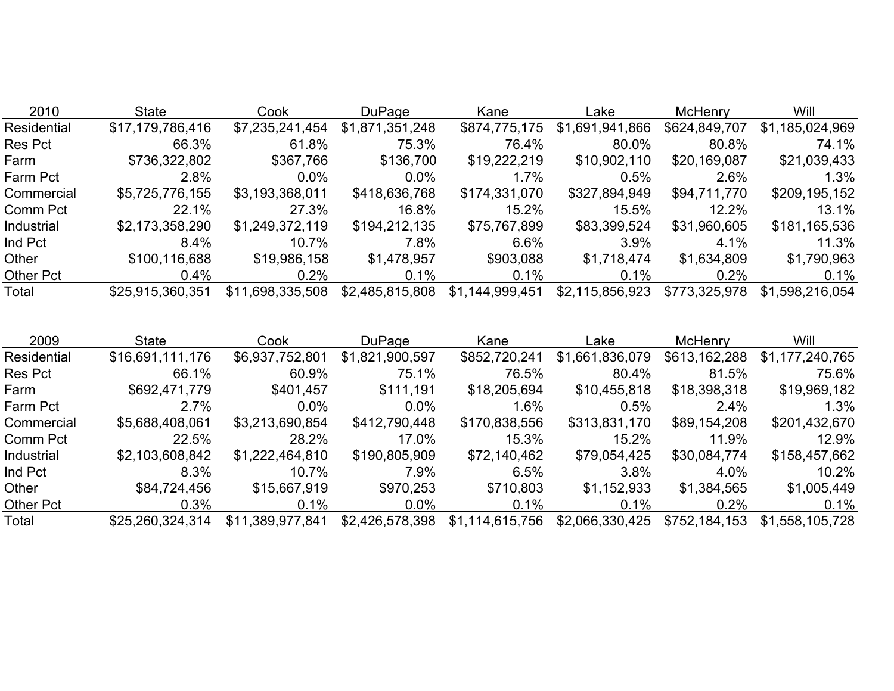| 2010 | State | Cook | DuPage | Kane | Lake | McHenry | Will |
|---|---|---|---|---|---|---|---|
| Residential | $17,179,786,416 | $7,235,241,454 | $1,871,351,248 | $874,775,175 | $1,691,941,866 | $624,849,707 | $1,185,024,969 |
| Res Pct | 66.3% | 61.8% | 75.3% | 76.4% | 80.0% | 80.8% | 74.1% |
| Farm | $736,322,802 | $367,766 | $136,700 | $19,222,219 | $10,902,110 | $20,169,087 | $21,039,433 |
| Farm Pct | 2.8% | 0.0% | 0.0% | 1.7% | 0.5% | 2.6% | 1.3% |
| Commercial | $5,725,776,155 | $3,193,368,011 | $418,636,768 | $174,331,070 | $327,894,949 | $94,711,770 | $209,195,152 |
| Comm Pct | 22.1% | 27.3% | 16.8% | 15.2% | 15.5% | 12.2% | 13.1% |
| Industrial | $2,173,358,290 | $1,249,372,119 | $194,212,135 | $75,767,899 | $83,399,524 | $31,960,605 | $181,165,536 |
| Ind Pct | 8.4% | 10.7% | 7.8% | 6.6% | 3.9% | 4.1% | 11.3% |
| Other | $100,116,688 | $19,986,158 | $1,478,957 | $903,088 | $1,718,474 | $1,634,809 | $1,790,963 |
| Other Pct | 0.4% | 0.2% | 0.1% | 0.1% | 0.1% | 0.2% | 0.1% |
| Total | $25,915,360,351 | $11,698,335,508 | $2,485,815,808 | $1,144,999,451 | $2,115,856,923 | $773,325,978 | $1,598,216,054 |

| 2009 | State | Cook | DuPage | Kane | Lake | McHenry | Will |
|---|---|---|---|---|---|---|---|
| Residential | $16,691,111,176 | $6,937,752,801 | $1,821,900,597 | $852,720,241 | $1,661,836,079 | $613,162,288 | $1,177,240,765 |
| Res Pct | 66.1% | 60.9% | 75.1% | 76.5% | 80.4% | 81.5% | 75.6% |
| Farm | $692,471,779 | $401,457 | $111,191 | $18,205,694 | $10,455,818 | $18,398,318 | $19,969,182 |
| Farm Pct | 2.7% | 0.0% | 0.0% | 1.6% | 0.5% | 2.4% | 1.3% |
| Commercial | $5,688,408,061 | $3,213,690,854 | $412,790,448 | $170,838,556 | $313,831,170 | $89,154,208 | $201,432,670 |
| Comm Pct | 22.5% | 28.2% | 17.0% | 15.3% | 15.2% | 11.9% | 12.9% |
| Industrial | $2,103,608,842 | $1,222,464,810 | $190,805,909 | $72,140,462 | $79,054,425 | $30,084,774 | $158,457,662 |
| Ind Pct | 8.3% | 10.7% | 7.9% | 6.5% | 3.8% | 4.0% | 10.2% |
| Other | $84,724,456 | $15,667,919 | $970,253 | $710,803 | $1,152,933 | $1,384,565 | $1,005,449 |
| Other Pct | 0.3% | 0.1% | 0.0% | 0.1% | 0.1% | 0.2% | 0.1% |
| Total | $25,260,324,314 | $11,389,977,841 | $2,426,578,398 | $1,114,615,756 | $2,066,330,425 | $752,184,153 | $1,558,105,728 |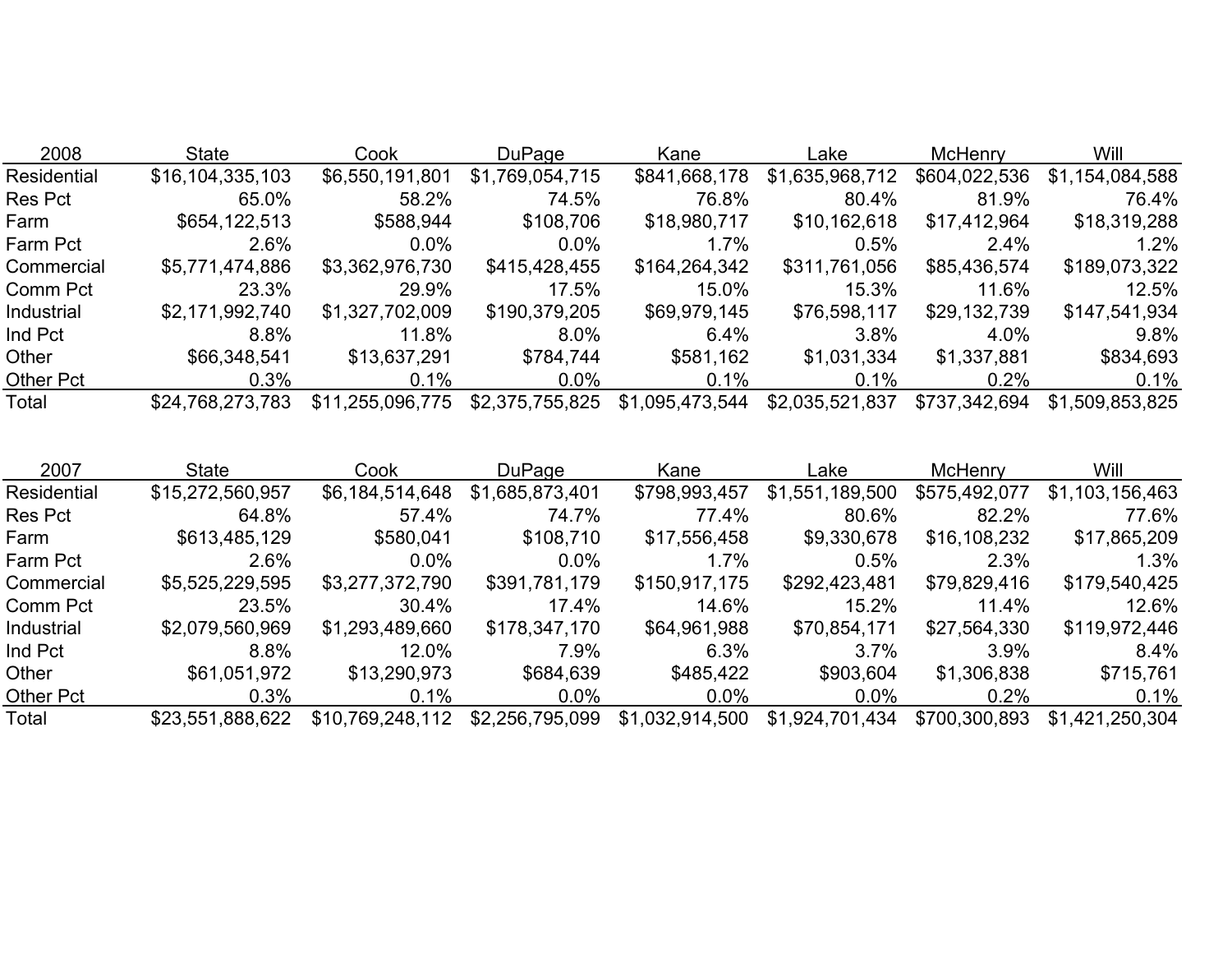| 2008 | State | Cook | DuPage | Kane | Lake | McHenry | Will |
|---|---|---|---|---|---|---|---|
| Residential | $16,104,335,103 | $6,550,191,801 | $1,769,054,715 | $841,668,178 | $1,635,968,712 | $604,022,536 | $1,154,084,588 |
| Res Pct | 65.0% | 58.2% | 74.5% | 76.8% | 80.4% | 81.9% | 76.4% |
| Farm | $654,122,513 | $588,944 | $108,706 | $18,980,717 | $10,162,618 | $17,412,964 | $18,319,288 |
| Farm Pct | 2.6% | 0.0% | 0.0% | 1.7% | 0.5% | 2.4% | 1.2% |
| Commercial | $5,771,474,886 | $3,362,976,730 | $415,428,455 | $164,264,342 | $311,761,056 | $85,436,574 | $189,073,322 |
| Comm Pct | 23.3% | 29.9% | 17.5% | 15.0% | 15.3% | 11.6% | 12.5% |
| Industrial | $2,171,992,740 | $1,327,702,009 | $190,379,205 | $69,979,145 | $76,598,117 | $29,132,739 | $147,541,934 |
| Ind Pct | 8.8% | 11.8% | 8.0% | 6.4% | 3.8% | 4.0% | 9.8% |
| Other | $66,348,541 | $13,637,291 | $784,744 | $581,162 | $1,031,334 | $1,337,881 | $834,693 |
| Other Pct | 0.3% | 0.1% | 0.0% | 0.1% | 0.1% | 0.2% | 0.1% |
| Total | $24,768,273,783 | $11,255,096,775 | $2,375,755,825 | $1,095,473,544 | $2,035,521,837 | $737,342,694 | $1,509,853,825 |

| 2007 | State | Cook | DuPage | Kane | Lake | McHenry | Will |
|---|---|---|---|---|---|---|---|
| Residential | $15,272,560,957 | $6,184,514,648 | $1,685,873,401 | $798,993,457 | $1,551,189,500 | $575,492,077 | $1,103,156,463 |
| Res Pct | 64.8% | 57.4% | 74.7% | 77.4% | 80.6% | 82.2% | 77.6% |
| Farm | $613,485,129 | $580,041 | $108,710 | $17,556,458 | $9,330,678 | $16,108,232 | $17,865,209 |
| Farm Pct | 2.6% | 0.0% | 0.0% | 1.7% | 0.5% | 2.3% | 1.3% |
| Commercial | $5,525,229,595 | $3,277,372,790 | $391,781,179 | $150,917,175 | $292,423,481 | $79,829,416 | $179,540,425 |
| Comm Pct | 23.5% | 30.4% | 17.4% | 14.6% | 15.2% | 11.4% | 12.6% |
| Industrial | $2,079,560,969 | $1,293,489,660 | $178,347,170 | $64,961,988 | $70,854,171 | $27,564,330 | $119,972,446 |
| Ind Pct | 8.8% | 12.0% | 7.9% | 6.3% | 3.7% | 3.9% | 8.4% |
| Other | $61,051,972 | $13,290,973 | $684,639 | $485,422 | $903,604 | $1,306,838 | $715,761 |
| Other Pct | 0.3% | 0.1% | 0.0% | 0.0% | 0.0% | 0.2% | 0.1% |
| Total | $23,551,888,622 | $10,769,248,112 | $2,256,795,099 | $1,032,914,500 | $1,924,701,434 | $700,300,893 | $1,421,250,304 |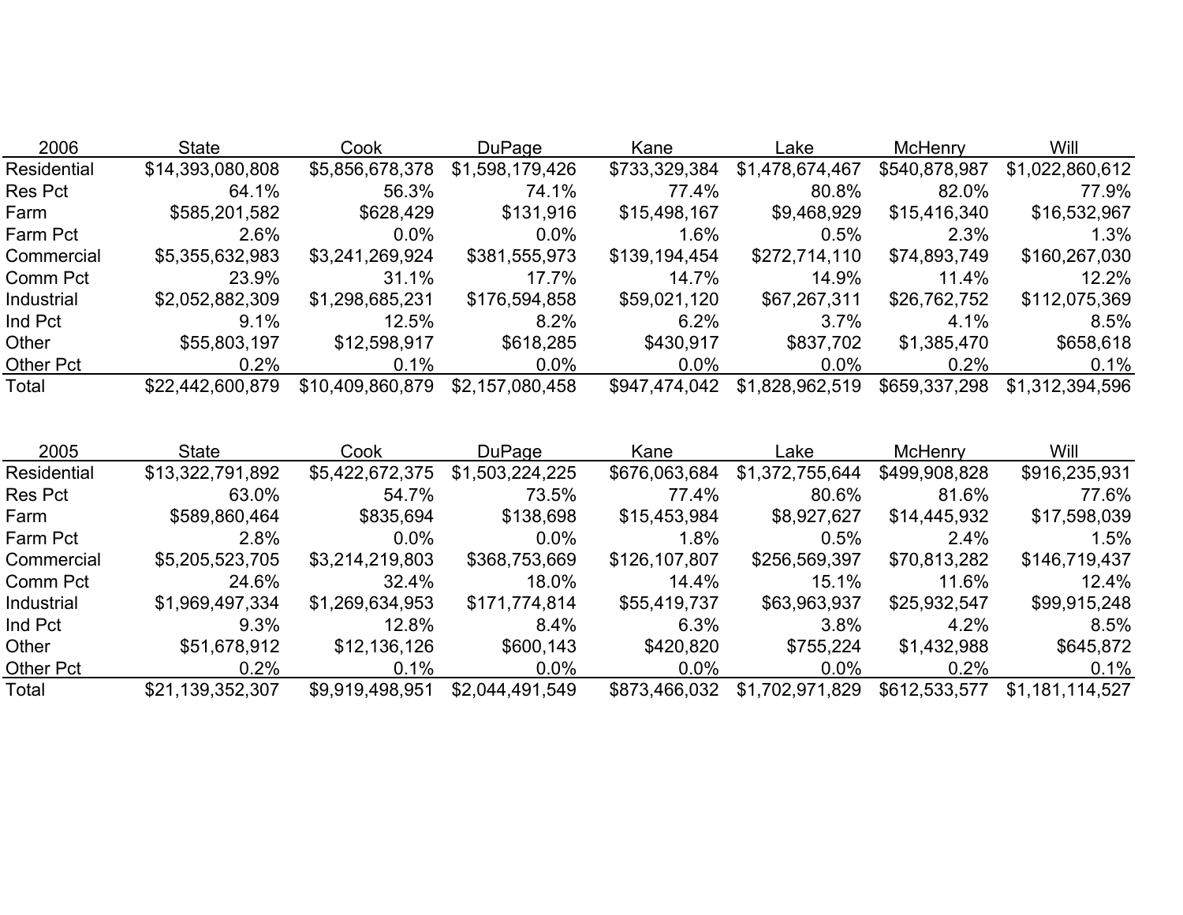| 2006 | State | Cook | DuPage | Kane | Lake | McHenry | Will |
|---|---|---|---|---|---|---|---|
| Residential | $14,393,080,808 | $5,856,678,378 | $1,598,179,426 | $733,329,384 | $1,478,674,467 | $540,878,987 | $1,022,860,612 |
| Res Pct | 64.1% | 56.3% | 74.1% | 77.4% | 80.8% | 82.0% | 77.9% |
| Farm | $585,201,582 | $628,429 | $131,916 | $15,498,167 | $9,468,929 | $15,416,340 | $16,532,967 |
| Farm Pct | 2.6% | 0.0% | 0.0% | 1.6% | 0.5% | 2.3% | 1.3% |
| Commercial | $5,355,632,983 | $3,241,269,924 | $381,555,973 | $139,194,454 | $272,714,110 | $74,893,749 | $160,267,030 |
| Comm Pct | 23.9% | 31.1% | 17.7% | 14.7% | 14.9% | 11.4% | 12.2% |
| Industrial | $2,052,882,309 | $1,298,685,231 | $176,594,858 | $59,021,120 | $67,267,311 | $26,762,752 | $112,075,369 |
| Ind Pct | 9.1% | 12.5% | 8.2% | 6.2% | 3.7% | 4.1% | 8.5% |
| Other | $55,803,197 | $12,598,917 | $618,285 | $430,917 | $837,702 | $1,385,470 | $658,618 |
| Other Pct | 0.2% | 0.1% | 0.0% | 0.0% | 0.0% | 0.2% | 0.1% |
| Total | $22,442,600,879 | $10,409,860,879 | $2,157,080,458 | $947,474,042 | $1,828,962,519 | $659,337,298 | $1,312,394,596 |

| 2005 | State | Cook | DuPage | Kane | Lake | McHenry | Will |
|---|---|---|---|---|---|---|---|
| Residential | $13,322,791,892 | $5,422,672,375 | $1,503,224,225 | $676,063,684 | $1,372,755,644 | $499,908,828 | $916,235,931 |
| Res Pct | 63.0% | 54.7% | 73.5% | 77.4% | 80.6% | 81.6% | 77.6% |
| Farm | $589,860,464 | $835,694 | $138,698 | $15,453,984 | $8,927,627 | $14,445,932 | $17,598,039 |
| Farm Pct | 2.8% | 0.0% | 0.0% | 1.8% | 0.5% | 2.4% | 1.5% |
| Commercial | $5,205,523,705 | $3,214,219,803 | $368,753,669 | $126,107,807 | $256,569,397 | $70,813,282 | $146,719,437 |
| Comm Pct | 24.6% | 32.4% | 18.0% | 14.4% | 15.1% | 11.6% | 12.4% |
| Industrial | $1,969,497,334 | $1,269,634,953 | $171,774,814 | $55,419,737 | $63,963,937 | $25,932,547 | $99,915,248 |
| Ind Pct | 9.3% | 12.8% | 8.4% | 6.3% | 3.8% | 4.2% | 8.5% |
| Other | $51,678,912 | $12,136,126 | $600,143 | $420,820 | $755,224 | $1,432,988 | $645,872 |
| Other Pct | 0.2% | 0.1% | 0.0% | 0.0% | 0.0% | 0.2% | 0.1% |
| Total | $21,139,352,307 | $9,919,498,951 | $2,044,491,549 | $873,466,032 | $1,702,971,829 | $612,533,577 | $1,181,114,527 |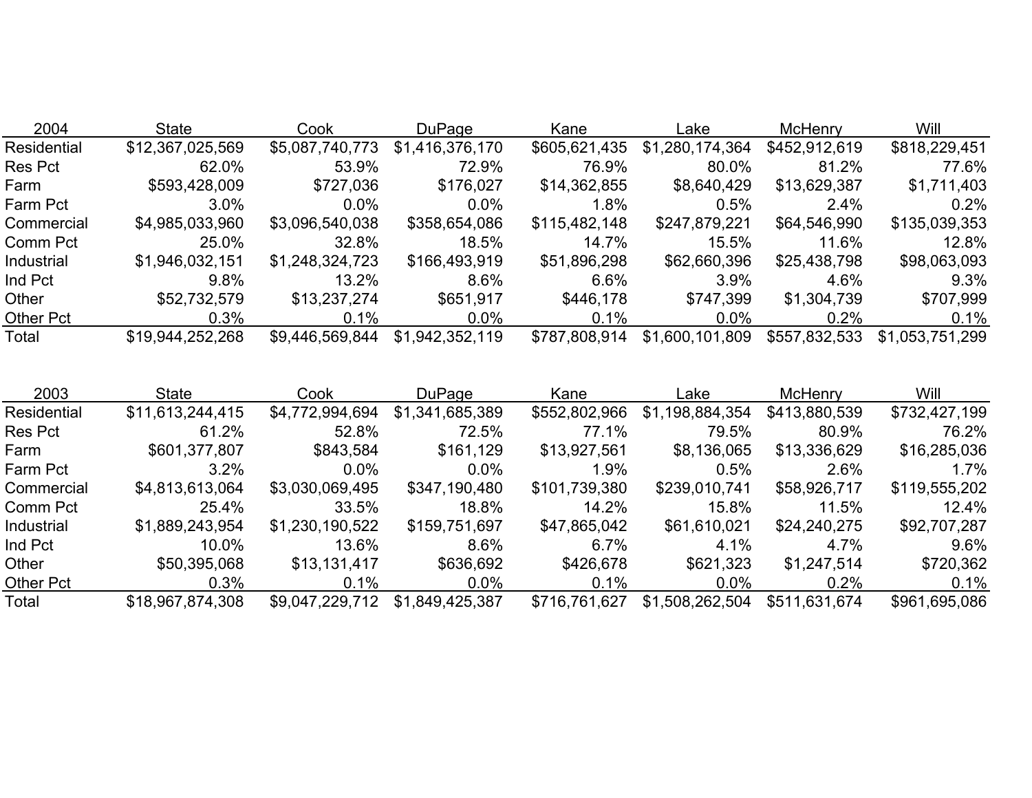| 2004 | State | Cook | DuPage | Kane | Lake | McHenry | Will |
|---|---|---|---|---|---|---|---|
| Residential | $12,367,025,569 | $5,087,740,773 | $1,416,376,170 | $605,621,435 | $1,280,174,364 | $452,912,619 | $818,229,451 |
| Res Pct | 62.0% | 53.9% | 72.9% | 76.9% | 80.0% | 81.2% | 77.6% |
| Farm | $593,428,009 | $727,036 | $176,027 | $14,362,855 | $8,640,429 | $13,629,387 | $1,711,403 |
| Farm Pct | 3.0% | 0.0% | 0.0% | 1.8% | 0.5% | 2.4% | 0.2% |
| Commercial | $4,985,033,960 | $3,096,540,038 | $358,654,086 | $115,482,148 | $247,879,221 | $64,546,990 | $135,039,353 |
| Comm Pct | 25.0% | 32.8% | 18.5% | 14.7% | 15.5% | 11.6% | 12.8% |
| Industrial | $1,946,032,151 | $1,248,324,723 | $166,493,919 | $51,896,298 | $62,660,396 | $25,438,798 | $98,063,093 |
| Ind Pct | 9.8% | 13.2% | 8.6% | 6.6% | 3.9% | 4.6% | 9.3% |
| Other | $52,732,579 | $13,237,274 | $651,917 | $446,178 | $747,399 | $1,304,739 | $707,999 |
| Other Pct | 0.3% | 0.1% | 0.0% | 0.1% | 0.0% | 0.2% | 0.1% |
| Total | $19,944,252,268 | $9,446,569,844 | $1,942,352,119 | $787,808,914 | $1,600,101,809 | $557,832,533 | $1,053,751,299 |

| 2003 | State | Cook | DuPage | Kane | Lake | McHenry | Will |
|---|---|---|---|---|---|---|---|
| Residential | $11,613,244,415 | $4,772,994,694 | $1,341,685,389 | $552,802,966 | $1,198,884,354 | $413,880,539 | $732,427,199 |
| Res Pct | 61.2% | 52.8% | 72.5% | 77.1% | 79.5% | 80.9% | 76.2% |
| Farm | $601,377,807 | $843,584 | $161,129 | $13,927,561 | $8,136,065 | $13,336,629 | $16,285,036 |
| Farm Pct | 3.2% | 0.0% | 0.0% | 1.9% | 0.5% | 2.6% | 1.7% |
| Commercial | $4,813,613,064 | $3,030,069,495 | $347,190,480 | $101,739,380 | $239,010,741 | $58,926,717 | $119,555,202 |
| Comm Pct | 25.4% | 33.5% | 18.8% | 14.2% | 15.8% | 11.5% | 12.4% |
| Industrial | $1,889,243,954 | $1,230,190,522 | $159,751,697 | $47,865,042 | $61,610,021 | $24,240,275 | $92,707,287 |
| Ind Pct | 10.0% | 13.6% | 8.6% | 6.7% | 4.1% | 4.7% | 9.6% |
| Other | $50,395,068 | $13,131,417 | $636,692 | $426,678 | $621,323 | $1,247,514 | $720,362 |
| Other Pct | 0.3% | 0.1% | 0.0% | 0.1% | 0.0% | 0.2% | 0.1% |
| Total | $18,967,874,308 | $9,047,229,712 | $1,849,425,387 | $716,761,627 | $1,508,262,504 | $511,631,674 | $961,695,086 |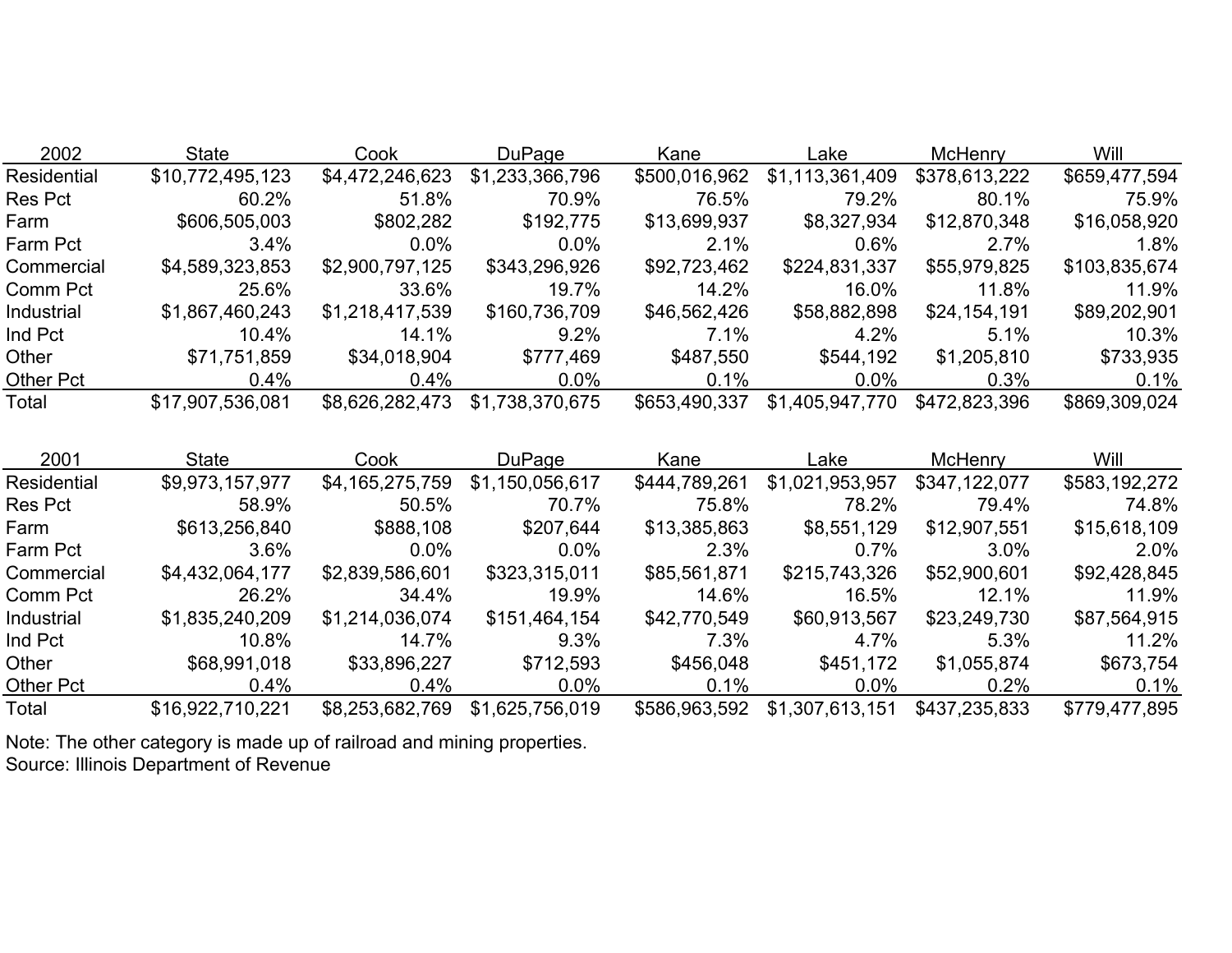| 2002 | State | Cook | DuPage | Kane | Lake | McHenry | Will |
|---|---|---|---|---|---|---|---|
| Residential | $10,772,495,123 | $4,472,246,623 | $1,233,366,796 | $500,016,962 | $1,113,361,409 | $378,613,222 | $659,477,594 |
| Res Pct | 60.2% | 51.8% | 70.9% | 76.5% | 79.2% | 80.1% | 75.9% |
| Farm | $606,505,003 | $802,282 | $192,775 | $13,699,937 | $8,327,934 | $12,870,348 | $16,058,920 |
| Farm Pct | 3.4% | 0.0% | 0.0% | 2.1% | 0.6% | 2.7% | 1.8% |
| Commercial | $4,589,323,853 | $2,900,797,125 | $343,296,926 | $92,723,462 | $224,831,337 | $55,979,825 | $103,835,674 |
| Comm Pct | 25.6% | 33.6% | 19.7% | 14.2% | 16.0% | 11.8% | 11.9% |
| Industrial | $1,867,460,243 | $1,218,417,539 | $160,736,709 | $46,562,426 | $58,882,898 | $24,154,191 | $89,202,901 |
| Ind Pct | 10.4% | 14.1% | 9.2% | 7.1% | 4.2% | 5.1% | 10.3% |
| Other | $71,751,859 | $34,018,904 | $777,469 | $487,550 | $544,192 | $1,205,810 | $733,935 |
| Other Pct | 0.4% | 0.4% | 0.0% | 0.1% | 0.0% | 0.3% | 0.1% |
| Total | $17,907,536,081 | $8,626,282,473 | $1,738,370,675 | $653,490,337 | $1,405,947,770 | $472,823,396 | $869,309,024 |

| 2001 | State | Cook | DuPage | Kane | Lake | McHenry | Will |
|---|---|---|---|---|---|---|---|
| Residential | $9,973,157,977 | $4,165,275,759 | $1,150,056,617 | $444,789,261 | $1,021,953,957 | $347,122,077 | $583,192,272 |
| Res Pct | 58.9% | 50.5% | 70.7% | 75.8% | 78.2% | 79.4% | 74.8% |
| Farm | $613,256,840 | $888,108 | $207,644 | $13,385,863 | $8,551,129 | $12,907,551 | $15,618,109 |
| Farm Pct | 3.6% | 0.0% | 0.0% | 2.3% | 0.7% | 3.0% | 2.0% |
| Commercial | $4,432,064,177 | $2,839,586,601 | $323,315,011 | $85,561,871 | $215,743,326 | $52,900,601 | $92,428,845 |
| Comm Pct | 26.2% | 34.4% | 19.9% | 14.6% | 16.5% | 12.1% | 11.9% |
| Industrial | $1,835,240,209 | $1,214,036,074 | $151,464,154 | $42,770,549 | $60,913,567 | $23,249,730 | $87,564,915 |
| Ind Pct | 10.8% | 14.7% | 9.3% | 7.3% | 4.7% | 5.3% | 11.2% |
| Other | $68,991,018 | $33,896,227 | $712,593 | $456,048 | $451,172 | $1,055,874 | $673,754 |
| Other Pct | 0.4% | 0.4% | 0.0% | 0.1% | 0.0% | 0.2% | 0.1% |
| Total | $16,922,710,221 | $8,253,682,769 | $1,625,756,019 | $586,963,592 | $1,307,613,151 | $437,235,833 | $779,477,895 |

Note: The other category is made up of railroad and mining properties.
Source: Illinois Department of Revenue